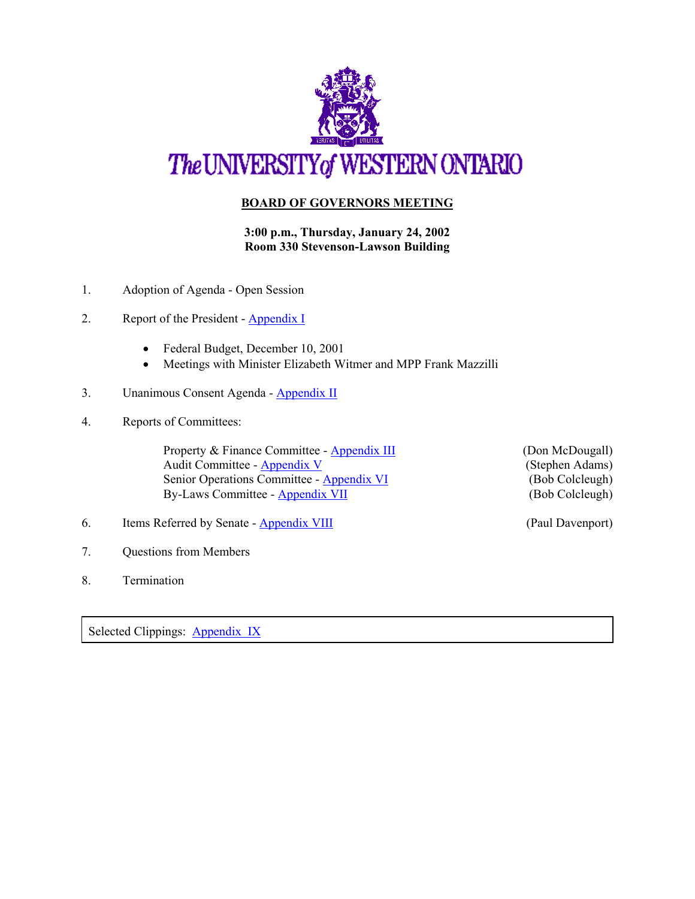The UNIVERSITY of WESTERN ONTARIO

# BOARD OF GOVERNORS MEETING

**3:00 p.m., Thursday, January 24, 2002**
**Room 330 Stevenson-Lawson Building**

1. Adoption of Agenda - Open Session

2. Report of the President - Appendix I

   - Federal Budget, December 10, 2001
   - Meetings with Minister Elizabeth Witmer and MPP Frank Mazzilli

3. Unanimous Consent Agenda - Appendix II

4. Reports of Committees:

   Property & Finance Committee - Appendix III (Don McDougall)
   Audit Committee - Appendix V (Stephen Adams)
   Senior Operations Committee - Appendix VI (Bob Colcleugh)
   By-Laws Committee - Appendix VII (Bob Colcleugh)

6. Items Referred by Senate - Appendix VIII (Paul Davenport)

7. Questions from Members

8. Termination

Selected Clippings: Appendix IX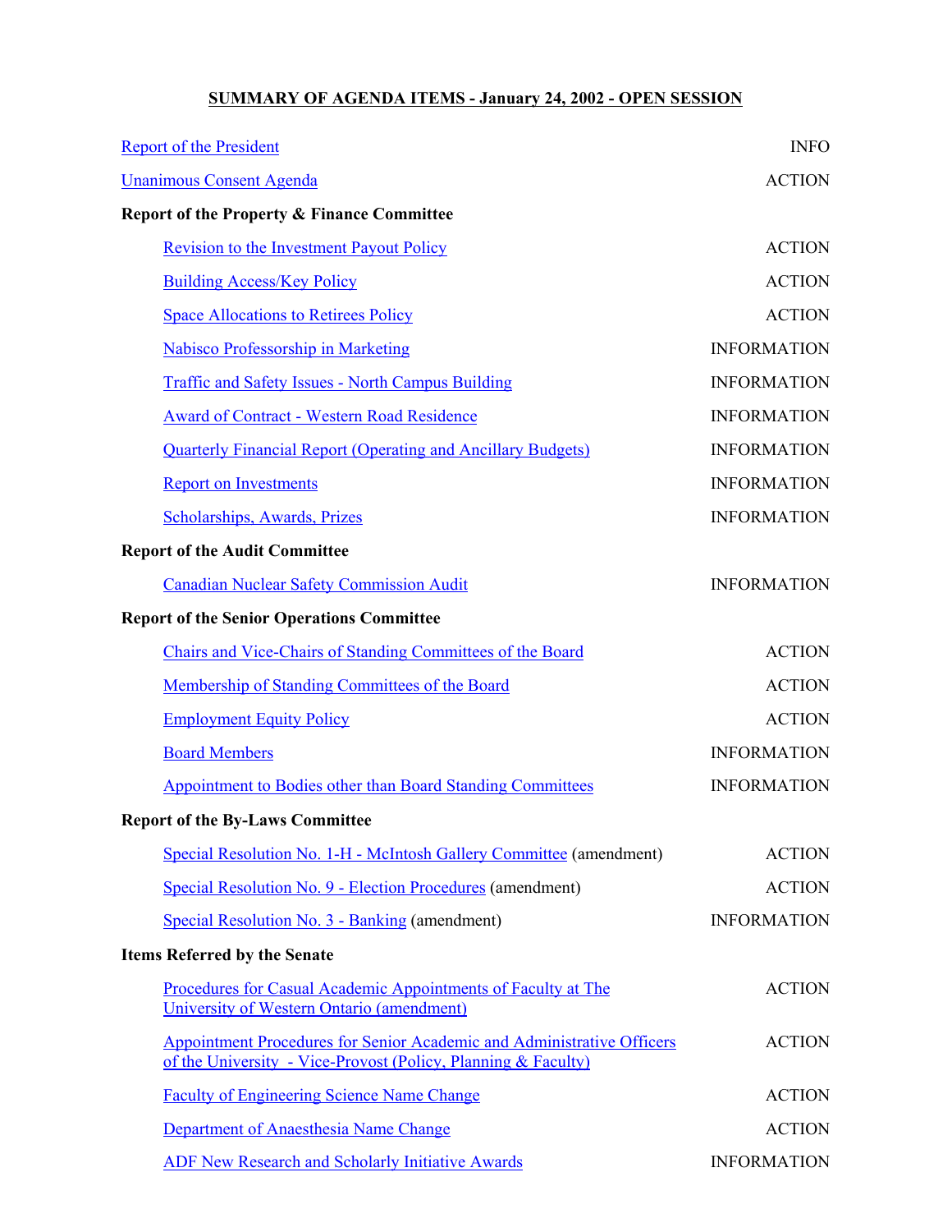# SUMMARY OF AGENDA ITEMS - January 24, 2002 - OPEN SESSION

| | |
|---|---|
| Report of the President | INFO |
| Unanimous Consent Agenda | ACTION |
| **Report of the Property & Finance Committee** | |
| Revision to the Investment Payout Policy | ACTION |
| Building Access/Key Policy | ACTION |
| Space Allocations to Retirees Policy | ACTION |
| Nabisco Professorship in Marketing | INFORMATION |
| Traffic and Safety Issues - North Campus Building | INFORMATION |
| Award of Contract - Western Road Residence | INFORMATION |
| Quarterly Financial Report (Operating and Ancillary Budgets) | INFORMATION |
| Report on Investments | INFORMATION |
| Scholarships, Awards, Prizes | INFORMATION |
| **Report of the Audit Committee** | |
| Canadian Nuclear Safety Commission Audit | INFORMATION |
| **Report of the Senior Operations Committee** | |
| Chairs and Vice-Chairs of Standing Committees of the Board | ACTION |
| Membership of Standing Committees of the Board | ACTION |
| Employment Equity Policy | ACTION |
| Board Members | INFORMATION |
| Appointment to Bodies other than Board Standing Committees | INFORMATION |
| **Report of the By-Laws Committee** | |
| Special Resolution No. 1-H - McIntosh Gallery Committee (amendment) | ACTION |
| Special Resolution No. 9 - Election Procedures (amendment) | ACTION |
| Special Resolution No. 3 - Banking (amendment) | INFORMATION |
| **Items Referred by the Senate** | |
| Procedures for Casual Academic Appointments of Faculty at The University of Western Ontario (amendment) | ACTION |
| Appointment Procedures for Senior Academic and Administrative Officers of the University - Vice-Provost (Policy, Planning & Faculty) | ACTION |
| Faculty of Engineering Science Name Change | ACTION |
| Department of Anaesthesia Name Change | ACTION |
| ADF New Research and Scholarly Initiative Awards | INFORMATION |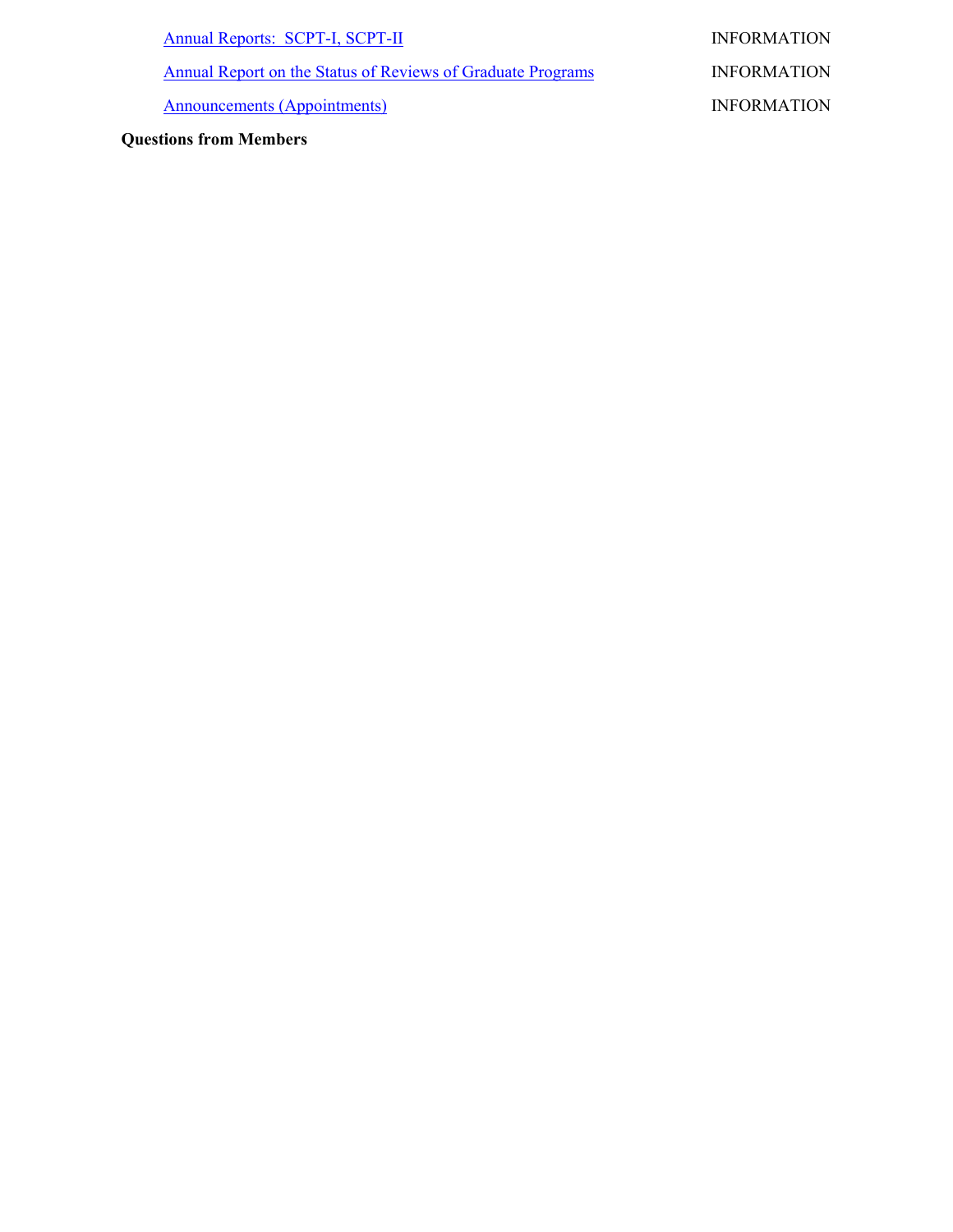| | |
|---|---|
| Annual Reports:  SCPT-I, SCPT-II | INFORMATION |
| Annual Report on the Status of Reviews of Graduate Programs | INFORMATION |
| Announcements (Appointments) | INFORMATION |

**Questions from Members**